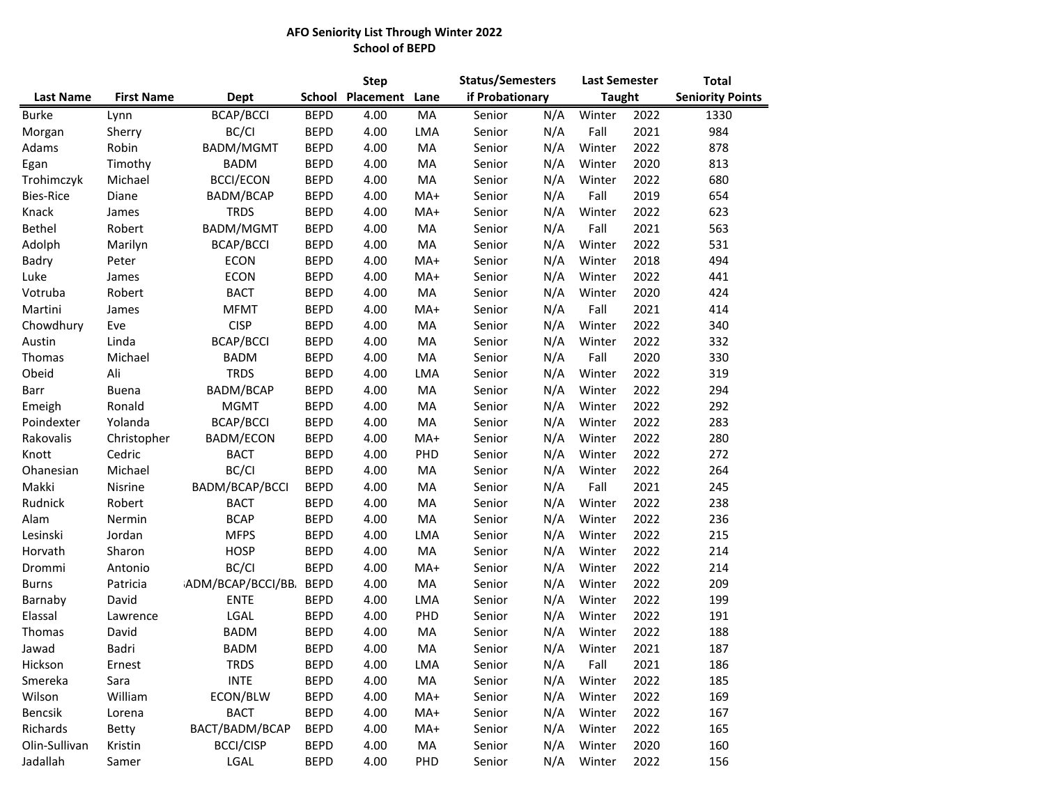**AFO Seniority List Through Winter 2022**
**School of BEPD**

| Last Name | First Name | Dept | School | Step Placement | Lane | Status/Semesters if Probationary | | Last Semester Taught | | Total Seniority Points |
|---|---|---|---|---|---|---|---|---|---|---|
| Burke | Lynn | BCAP/BCCI | BEPD | 4.00 | MA | Senior | N/A | Winter | 2022 | 1330 |
| Morgan | Sherry | BC/CI | BEPD | 4.00 | LMA | Senior | N/A | Fall | 2021 | 984 |
| Adams | Robin | BADM/MGMT | BEPD | 4.00 | MA | Senior | N/A | Winter | 2022 | 878 |
| Egan | Timothy | BADM | BEPD | 4.00 | MA | Senior | N/A | Winter | 2020 | 813 |
| Trohimczyk | Michael | BCCI/ECON | BEPD | 4.00 | MA | Senior | N/A | Winter | 2022 | 680 |
| Bies-Rice | Diane | BADM/BCAP | BEPD | 4.00 | MA+ | Senior | N/A | Fall | 2019 | 654 |
| Knack | James | TRDS | BEPD | 4.00 | MA+ | Senior | N/A | Winter | 2022 | 623 |
| Bethel | Robert | BADM/MGMT | BEPD | 4.00 | MA | Senior | N/A | Fall | 2021 | 563 |
| Adolph | Marilyn | BCAP/BCCI | BEPD | 4.00 | MA | Senior | N/A | Winter | 2022 | 531 |
| Badry | Peter | ECON | BEPD | 4.00 | MA+ | Senior | N/A | Winter | 2018 | 494 |
| Luke | James | ECON | BEPD | 4.00 | MA+ | Senior | N/A | Winter | 2022 | 441 |
| Votruba | Robert | BACT | BEPD | 4.00 | MA | Senior | N/A | Winter | 2020 | 424 |
| Martini | James | MFMT | BEPD | 4.00 | MA+ | Senior | N/A | Fall | 2021 | 414 |
| Chowdhury | Eve | CISP | BEPD | 4.00 | MA | Senior | N/A | Winter | 2022 | 340 |
| Austin | Linda | BCAP/BCCI | BEPD | 4.00 | MA | Senior | N/A | Winter | 2022 | 332 |
| Thomas | Michael | BADM | BEPD | 4.00 | MA | Senior | N/A | Fall | 2020 | 330 |
| Obeid | Ali | TRDS | BEPD | 4.00 | LMA | Senior | N/A | Winter | 2022 | 319 |
| Barr | Buena | BADM/BCAP | BEPD | 4.00 | MA | Senior | N/A | Winter | 2022 | 294 |
| Emeigh | Ronald | MGMT | BEPD | 4.00 | MA | Senior | N/A | Winter | 2022 | 292 |
| Poindexter | Yolanda | BCAP/BCCI | BEPD | 4.00 | MA | Senior | N/A | Winter | 2022 | 283 |
| Rakovalis | Christopher | BADM/ECON | BEPD | 4.00 | MA+ | Senior | N/A | Winter | 2022 | 280 |
| Knott | Cedric | BACT | BEPD | 4.00 | PHD | Senior | N/A | Winter | 2022 | 272 |
| Ohanesian | Michael | BC/CI | BEPD | 4.00 | MA | Senior | N/A | Winter | 2022 | 264 |
| Makki | Nisrine | BADM/BCAP/BCCI | BEPD | 4.00 | MA | Senior | N/A | Fall | 2021 | 245 |
| Rudnick | Robert | BACT | BEPD | 4.00 | MA | Senior | N/A | Winter | 2022 | 238 |
| Alam | Nermin | BCAP | BEPD | 4.00 | MA | Senior | N/A | Winter | 2022 | 236 |
| Lesinski | Jordan | MFPS | BEPD | 4.00 | LMA | Senior | N/A | Winter | 2022 | 215 |
| Horvath | Sharon | HOSP | BEPD | 4.00 | MA | Senior | N/A | Winter | 2022 | 214 |
| Drommi | Antonio | BC/CI | BEPD | 4.00 | MA+ | Senior | N/A | Winter | 2022 | 214 |
| Burns | Patricia | ADM/BCAP/BCCI/BB | BEPD | 4.00 | MA | Senior | N/A | Winter | 2022 | 209 |
| Barnaby | David | ENTE | BEPD | 4.00 | LMA | Senior | N/A | Winter | 2022 | 199 |
| Elassal | Lawrence | LGAL | BEPD | 4.00 | PHD | Senior | N/A | Winter | 2022 | 191 |
| Thomas | David | BADM | BEPD | 4.00 | MA | Senior | N/A | Winter | 2022 | 188 |
| Jawad | Badri | BADM | BEPD | 4.00 | MA | Senior | N/A | Winter | 2021 | 187 |
| Hickson | Ernest | TRDS | BEPD | 4.00 | LMA | Senior | N/A | Fall | 2021 | 186 |
| Smereka | Sara | INTE | BEPD | 4.00 | MA | Senior | N/A | Winter | 2022 | 185 |
| Wilson | William | ECON/BLW | BEPD | 4.00 | MA+ | Senior | N/A | Winter | 2022 | 169 |
| Bencsik | Lorena | BACT | BEPD | 4.00 | MA+ | Senior | N/A | Winter | 2022 | 167 |
| Richards | Betty | BACT/BADM/BCAP | BEPD | 4.00 | MA+ | Senior | N/A | Winter | 2022 | 165 |
| Olin-Sullivan | Kristin | BCCI/CISP | BEPD | 4.00 | MA | Senior | N/A | Winter | 2020 | 160 |
| Jadallah | Samer | LGAL | BEPD | 4.00 | PHD | Senior | N/A | Winter | 2022 | 156 |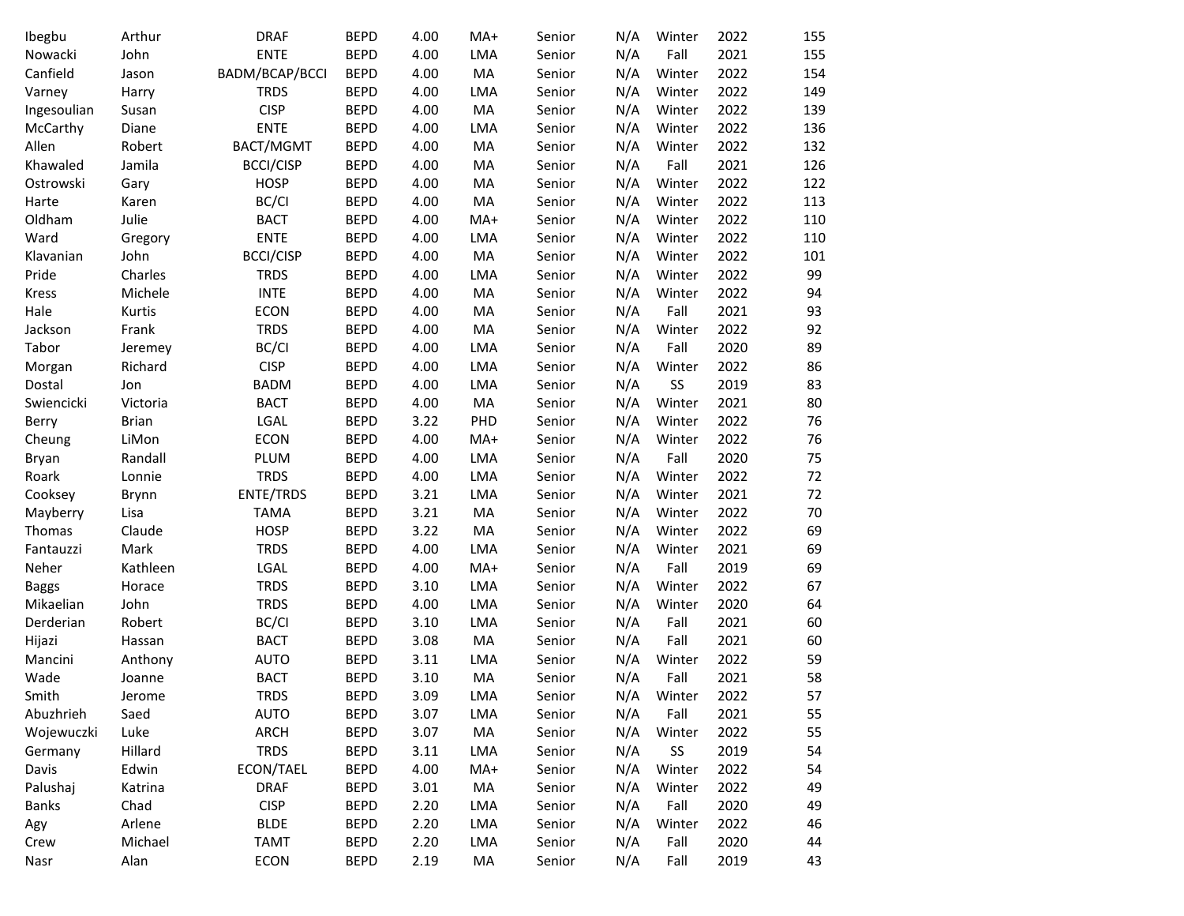| | | | | | | | | | | |
|---|---|---|---|---|---|---|---|---|---|---|
| Ibegbu | Arthur | DRAF | BEPD | 4.00 | MA+ | Senior | N/A | Winter | 2022 | 155 |
| Nowacki | John | ENTE | BEPD | 4.00 | LMA | Senior | N/A | Fall | 2021 | 155 |
| Canfield | Jason | BADM/BCAP/BCCI | BEPD | 4.00 | MA | Senior | N/A | Winter | 2022 | 154 |
| Varney | Harry | TRDS | BEPD | 4.00 | LMA | Senior | N/A | Winter | 2022 | 149 |
| Ingesoulian | Susan | CISP | BEPD | 4.00 | MA | Senior | N/A | Winter | 2022 | 139 |
| McCarthy | Diane | ENTE | BEPD | 4.00 | LMA | Senior | N/A | Winter | 2022 | 136 |
| Allen | Robert | BACT/MGMT | BEPD | 4.00 | MA | Senior | N/A | Winter | 2022 | 132 |
| Khawaled | Jamila | BCCI/CISP | BEPD | 4.00 | MA | Senior | N/A | Fall | 2021 | 126 |
| Ostrowski | Gary | HOSP | BEPD | 4.00 | MA | Senior | N/A | Winter | 2022 | 122 |
| Harte | Karen | BC/CI | BEPD | 4.00 | MA | Senior | N/A | Winter | 2022 | 113 |
| Oldham | Julie | BACT | BEPD | 4.00 | MA+ | Senior | N/A | Winter | 2022 | 110 |
| Ward | Gregory | ENTE | BEPD | 4.00 | LMA | Senior | N/A | Winter | 2022 | 110 |
| Klavanian | John | BCCI/CISP | BEPD | 4.00 | MA | Senior | N/A | Winter | 2022 | 101 |
| Pride | Charles | TRDS | BEPD | 4.00 | LMA | Senior | N/A | Winter | 2022 | 99 |
| Kress | Michele | INTE | BEPD | 4.00 | MA | Senior | N/A | Winter | 2022 | 94 |
| Hale | Kurtis | ECON | BEPD | 4.00 | MA | Senior | N/A | Fall | 2021 | 93 |
| Jackson | Frank | TRDS | BEPD | 4.00 | MA | Senior | N/A | Winter | 2022 | 92 |
| Tabor | Jeremey | BC/CI | BEPD | 4.00 | LMA | Senior | N/A | Fall | 2020 | 89 |
| Morgan | Richard | CISP | BEPD | 4.00 | LMA | Senior | N/A | Winter | 2022 | 86 |
| Dostal | Jon | BADM | BEPD | 4.00 | LMA | Senior | N/A | SS | 2019 | 83 |
| Swiencicki | Victoria | BACT | BEPD | 4.00 | MA | Senior | N/A | Winter | 2021 | 80 |
| Berry | Brian | LGAL | BEPD | 3.22 | PHD | Senior | N/A | Winter | 2022 | 76 |
| Cheung | LiMon | ECON | BEPD | 4.00 | MA+ | Senior | N/A | Winter | 2022 | 76 |
| Bryan | Randall | PLUM | BEPD | 4.00 | LMA | Senior | N/A | Fall | 2020 | 75 |
| Roark | Lonnie | TRDS | BEPD | 4.00 | LMA | Senior | N/A | Winter | 2022 | 72 |
| Cooksey | Brynn | ENTE/TRDS | BEPD | 3.21 | LMA | Senior | N/A | Winter | 2021 | 72 |
| Mayberry | Lisa | TAMA | BEPD | 3.21 | MA | Senior | N/A | Winter | 2022 | 70 |
| Thomas | Claude | HOSP | BEPD | 3.22 | MA | Senior | N/A | Winter | 2022 | 69 |
| Fantauzzi | Mark | TRDS | BEPD | 4.00 | LMA | Senior | N/A | Winter | 2021 | 69 |
| Neher | Kathleen | LGAL | BEPD | 4.00 | MA+ | Senior | N/A | Fall | 2019 | 69 |
| Baggs | Horace | TRDS | BEPD | 3.10 | LMA | Senior | N/A | Winter | 2022 | 67 |
| Mikaelian | John | TRDS | BEPD | 4.00 | LMA | Senior | N/A | Winter | 2020 | 64 |
| Derderian | Robert | BC/CI | BEPD | 3.10 | LMA | Senior | N/A | Fall | 2021 | 60 |
| Hijazi | Hassan | BACT | BEPD | 3.08 | MA | Senior | N/A | Fall | 2021 | 60 |
| Mancini | Anthony | AUTO | BEPD | 3.11 | LMA | Senior | N/A | Winter | 2022 | 59 |
| Wade | Joanne | BACT | BEPD | 3.10 | MA | Senior | N/A | Fall | 2021 | 58 |
| Smith | Jerome | TRDS | BEPD | 3.09 | LMA | Senior | N/A | Winter | 2022 | 57 |
| Abuzhrieh | Saed | AUTO | BEPD | 3.07 | LMA | Senior | N/A | Fall | 2021 | 55 |
| Wojewuczki | Luke | ARCH | BEPD | 3.07 | MA | Senior | N/A | Winter | 2022 | 55 |
| Germany | Hillard | TRDS | BEPD | 3.11 | LMA | Senior | N/A | SS | 2019 | 54 |
| Davis | Edwin | ECON/TAEL | BEPD | 4.00 | MA+ | Senior | N/A | Winter | 2022 | 54 |
| Palushaj | Katrina | DRAF | BEPD | 3.01 | MA | Senior | N/A | Winter | 2022 | 49 |
| Banks | Chad | CISP | BEPD | 2.20 | LMA | Senior | N/A | Fall | 2020 | 49 |
| Agy | Arlene | BLDE | BEPD | 2.20 | LMA | Senior | N/A | Winter | 2022 | 46 |
| Crew | Michael | TAMT | BEPD | 2.20 | LMA | Senior | N/A | Fall | 2020 | 44 |
| Nasr | Alan | ECON | BEPD | 2.19 | MA | Senior | N/A | Fall | 2019 | 43 |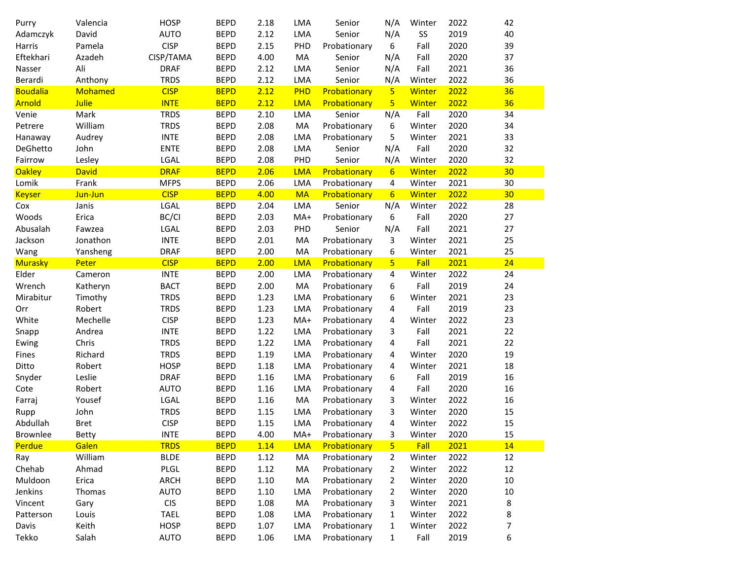| | | | | | | | | | | |
|---|---|---|---|---|---|---|---|---|---|---|
| Purry | Valencia | HOSP | BEPD | 2.18 | LMA | Senior | N/A | Winter | 2022 | 42 |
| Adamczyk | David | AUTO | BEPD | 2.12 | LMA | Senior | N/A | SS | 2019 | 40 |
| Harris | Pamela | CISP | BEPD | 2.15 | PHD | Probationary | 6 | Fall | 2020 | 39 |
| Eftekhari | Azadeh | CISP/TAMA | BEPD | 4.00 | MA | Senior | N/A | Fall | 2020 | 37 |
| Nasser | Ali | DRAF | BEPD | 2.12 | LMA | Senior | N/A | Fall | 2021 | 36 |
| Berardi | Anthony | TRDS | BEPD | 2.12 | LMA | Senior | N/A | Winter | 2022 | 36 |
| Boudalia | Mohamed | CISP | BEPD | 2.12 | PHD | Probationary | 5 | Winter | 2022 | 36 |
| Arnold | Julie | INTE | BEPD | 2.12 | LMA | Probationary | 5 | Winter | 2022 | 36 |
| Venie | Mark | TRDS | BEPD | 2.10 | LMA | Senior | N/A | Fall | 2020 | 34 |
| Petrere | William | TRDS | BEPD | 2.08 | MA | Probationary | 6 | Winter | 2020 | 34 |
| Hanaway | Audrey | INTE | BEPD | 2.08 | LMA | Probationary | 5 | Winter | 2021 | 33 |
| DeGhetto | John | ENTE | BEPD | 2.08 | LMA | Senior | N/A | Fall | 2020 | 32 |
| Fairrow | Lesley | LGAL | BEPD | 2.08 | PHD | Senior | N/A | Winter | 2020 | 32 |
| Oakley | David | DRAF | BEPD | 2.06 | LMA | Probationary | 6 | Winter | 2022 | 30 |
| Lomik | Frank | MFPS | BEPD | 2.06 | LMA | Probationary | 4 | Winter | 2021 | 30 |
| Keyser | Jun-Jun | CISP | BEPD | 4.00 | MA | Probationary | 6 | Winter | 2022 | 30 |
| Cox | Janis | LGAL | BEPD | 2.04 | LMA | Senior | N/A | Winter | 2022 | 28 |
| Woods | Erica | BC/CI | BEPD | 2.03 | MA+ | Probationary | 6 | Fall | 2020 | 27 |
| Abusalah | Fawzea | LGAL | BEPD | 2.03 | PHD | Senior | N/A | Fall | 2021 | 27 |
| Jackson | Jonathon | INTE | BEPD | 2.01 | MA | Probationary | 3 | Winter | 2021 | 25 |
| Wang | Yansheng | DRAF | BEPD | 2.00 | MA | Probationary | 6 | Winter | 2021 | 25 |
| Murasky | Peter | CISP | BEPD | 2.00 | LMA | Probationary | 5 | Fall | 2021 | 24 |
| Elder | Cameron | INTE | BEPD | 2.00 | LMA | Probationary | 4 | Winter | 2022 | 24 |
| Wrench | Katheryn | BACT | BEPD | 2.00 | MA | Probationary | 6 | Fall | 2019 | 24 |
| Mirabitur | Timothy | TRDS | BEPD | 1.23 | LMA | Probationary | 6 | Winter | 2021 | 23 |
| Orr | Robert | TRDS | BEPD | 1.23 | LMA | Probationary | 4 | Fall | 2019 | 23 |
| White | Mechelle | CISP | BEPD | 1.23 | MA+ | Probationary | 4 | Winter | 2022 | 23 |
| Snapp | Andrea | INTE | BEPD | 1.22 | LMA | Probationary | 3 | Fall | 2021 | 22 |
| Ewing | Chris | TRDS | BEPD | 1.22 | LMA | Probationary | 4 | Fall | 2021 | 22 |
| Fines | Richard | TRDS | BEPD | 1.19 | LMA | Probationary | 4 | Winter | 2020 | 19 |
| Ditto | Robert | HOSP | BEPD | 1.18 | LMA | Probationary | 4 | Winter | 2021 | 18 |
| Snyder | Leslie | DRAF | BEPD | 1.16 | LMA | Probationary | 6 | Fall | 2019 | 16 |
| Cote | Robert | AUTO | BEPD | 1.16 | LMA | Probationary | 4 | Fall | 2020 | 16 |
| Farraj | Yousef | LGAL | BEPD | 1.16 | MA | Probationary | 3 | Winter | 2022 | 16 |
| Rupp | John | TRDS | BEPD | 1.15 | LMA | Probationary | 3 | Winter | 2020 | 15 |
| Abdullah | Bret | CISP | BEPD | 1.15 | LMA | Probationary | 4 | Winter | 2022 | 15 |
| Brownlee | Betty | INTE | BEPD | 4.00 | MA+ | Probationary | 3 | Winter | 2020 | 15 |
| Perdue | Galen | TRDS | BEPD | 1.14 | LMA | Probationary | 5 | Fall | 2021 | 14 |
| Ray | William | BLDE | BEPD | 1.12 | MA | Probationary | 2 | Winter | 2022 | 12 |
| Chehab | Ahmad | PLGL | BEPD | 1.12 | MA | Probationary | 2 | Winter | 2022 | 12 |
| Muldoon | Erica | ARCH | BEPD | 1.10 | MA | Probationary | 2 | Winter | 2020 | 10 |
| Jenkins | Thomas | AUTO | BEPD | 1.10 | LMA | Probationary | 2 | Winter | 2020 | 10 |
| Vincent | Gary | CIS | BEPD | 1.08 | MA | Probationary | 3 | Winter | 2021 | 8 |
| Patterson | Louis | TAEL | BEPD | 1.08 | LMA | Probationary | 1 | Winter | 2022 | 8 |
| Davis | Keith | HOSP | BEPD | 1.07 | LMA | Probationary | 1 | Winter | 2022 | 7 |
| Tekko | Salah | AUTO | BEPD | 1.06 | LMA | Probationary | 1 | Fall | 2019 | 6 |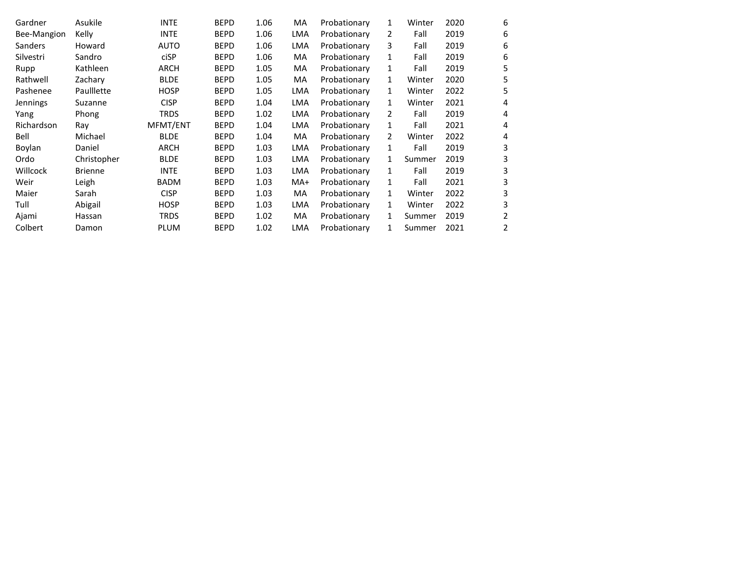| | | | | | | | | | | |
|---|---|---|---|---|---|---|---|---|---|---|
| Gardner | Asukile | INTE | BEPD | 1.06 | MA | Probationary | 1 | Winter | 2020 | 6 |
| Bee-Mangion | Kelly | INTE | BEPD | 1.06 | LMA | Probationary | 2 | Fall | 2019 | 6 |
| Sanders | Howard | AUTO | BEPD | 1.06 | LMA | Probationary | 3 | Fall | 2019 | 6 |
| Silvestri | Sandro | ciSP | BEPD | 1.06 | MA | Probationary | 1 | Fall | 2019 | 6 |
| Rupp | Kathleen | ARCH | BEPD | 1.05 | MA | Probationary | 1 | Fall | 2019 | 5 |
| Rathwell | Zachary | BLDE | BEPD | 1.05 | MA | Probationary | 1 | Winter | 2020 | 5 |
| Pashenee | Paulllette | HOSP | BEPD | 1.05 | LMA | Probationary | 1 | Winter | 2022 | 5 |
| Jennings | Suzanne | CISP | BEPD | 1.04 | LMA | Probationary | 1 | Winter | 2021 | 4 |
| Yang | Phong | TRDS | BEPD | 1.02 | LMA | Probationary | 2 | Fall | 2019 | 4 |
| Richardson | Ray | MFMT/ENT | BEPD | 1.04 | LMA | Probationary | 1 | Fall | 2021 | 4 |
| Bell | Michael | BLDE | BEPD | 1.04 | MA | Probationary | 2 | Winter | 2022 | 4 |
| Boylan | Daniel | ARCH | BEPD | 1.03 | LMA | Probationary | 1 | Fall | 2019 | 3 |
| Ordo | Christopher | BLDE | BEPD | 1.03 | LMA | Probationary | 1 | Summer | 2019 | 3 |
| Willcock | Brienne | INTE | BEPD | 1.03 | LMA | Probationary | 1 | Fall | 2019 | 3 |
| Weir | Leigh | BADM | BEPD | 1.03 | MA+ | Probationary | 1 | Fall | 2021 | 3 |
| Maier | Sarah | CISP | BEPD | 1.03 | MA | Probationary | 1 | Winter | 2022 | 3 |
| Tull | Abigail | HOSP | BEPD | 1.03 | LMA | Probationary | 1 | Winter | 2022 | 3 |
| Ajami | Hassan | TRDS | BEPD | 1.02 | MA | Probationary | 1 | Summer | 2019 | 2 |
| Colbert | Damon | PLUM | BEPD | 1.02 | LMA | Probationary | 1 | Summer | 2021 | 2 |